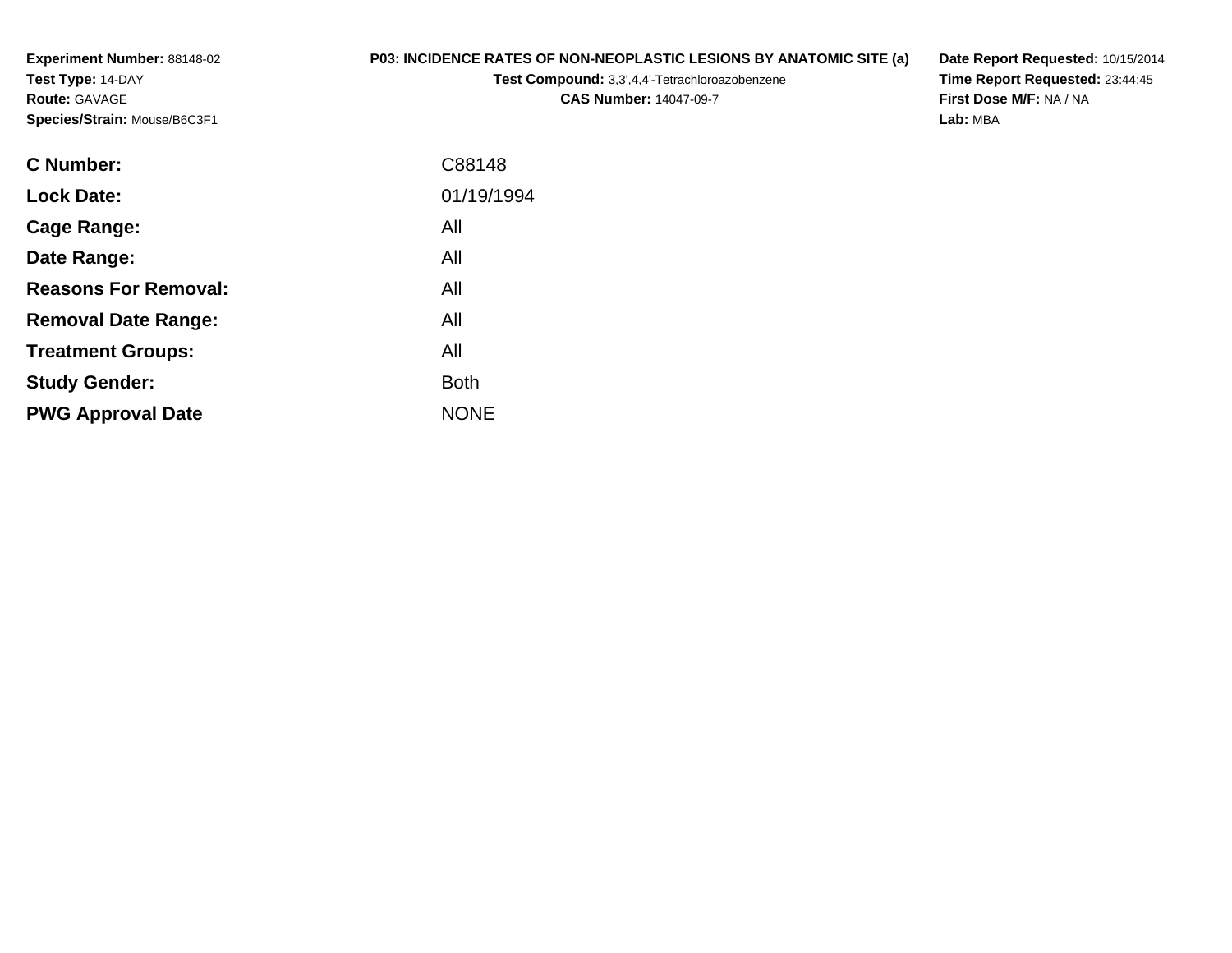**Experiment Number:** 88148-02
**Test Type:** 14-DAY
**Route:** GAVAGE
**Species/Strain:** Mouse/B6C3F1

**P03: INCIDENCE RATES OF NON-NEOPLASTIC LESIONS BY ANATOMIC SITE (a)**
**Test Compound:** 3,3',4,4'-Tetrachloroazobenzene
**CAS Number:** 14047-09-7

**Date Report Requested:** 10/15/2014
**Time Report Requested:** 23:44:45
**First Dose M/F:** NA / NA
**Lab:** MBA

| | |
|---|---|
| **C Number:** | C88148 |
| **Lock Date:** | 01/19/1994 |
| **Cage Range:** | All |
| **Date Range:** | All |
| **Reasons For Removal:** | All |
| **Removal Date Range:** | All |
| **Treatment Groups:** | All |
| **Study Gender:** | Both |
| **PWG Approval Date** | NONE |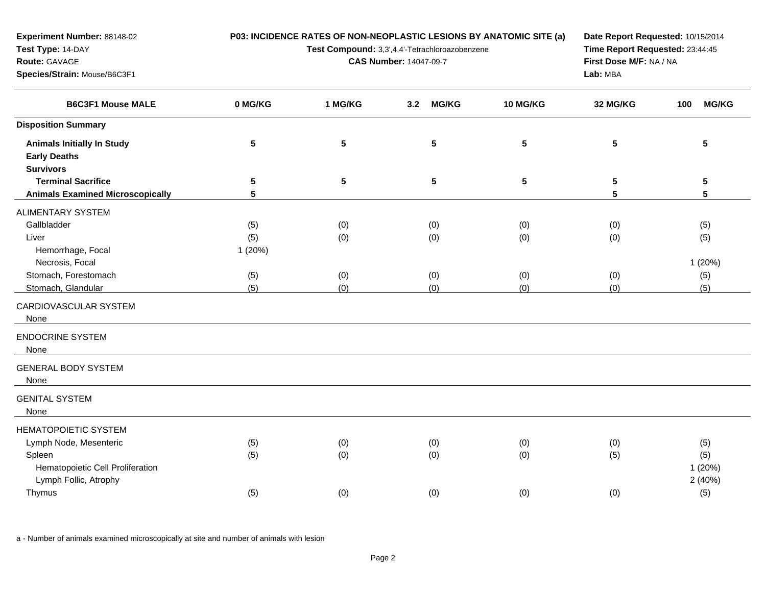**Experiment Number:** 88148-02
**Test Type:** 14-DAY
**Route:** GAVAGE
**Species/Strain:** Mouse/B6C3F1

**P03: INCIDENCE RATES OF NON-NEOPLASTIC LESIONS BY ANATOMIC SITE (a)**
**Test Compound:** 3,3',4,4'-Tetrachloroazobenzene
**CAS Number:** 14047-09-7

**Date Report Requested:** 10/15/2014
**Time Report Requested:** 23:44:45
**First Dose M/F:** NA / NA
**Lab:** MBA

| B6C3F1 Mouse MALE | 0 MG/KG | 1 MG/KG | 3.2 MG/KG | 10 MG/KG | 32 MG/KG | 100 MG/KG |
|---|---|---|---|---|---|---|
| **Disposition Summary** | | | | | | |
| **Animals Initially In Study** | 5 | 5 | 5 | 5 | 5 | 5 |
| **Early Deaths** | | | | | | |
| **Survivors** | | | | | | |
| **Terminal Sacrifice** | 5 | 5 | 5 | 5 | 5 | 5 |
| **Animals Examined Microscopically** | 5 | | | | 5 | 5 |
| ALIMENTARY SYSTEM | | | | | | |
| Gallbladder | (5) | (0) | (0) | (0) | (0) | (5) |
| Liver | (5) | (0) | (0) | (0) | (0) | (5) |
| Hemorrhage, Focal | 1 (20%) | | | | | |
| Necrosis, Focal | | | | | | 1 (20%) |
| Stomach, Forestomach | (5) | (0) | (0) | (0) | (0) | (5) |
| Stomach, Glandular | (5) | (0) | (0) | (0) | (0) | (5) |
| CARDIOVASCULAR SYSTEM | | | | | | |
| None | | | | | | |
| ENDOCRINE SYSTEM | | | | | | |
| None | | | | | | |
| GENERAL BODY SYSTEM | | | | | | |
| None | | | | | | |
| GENITAL SYSTEM | | | | | | |
| None | | | | | | |
| HEMATOPOIETIC SYSTEM | | | | | | |
| Lymph Node, Mesenteric | (5) | (0) | (0) | (0) | (0) | (5) |
| Spleen | (5) | (0) | (0) | (0) | (5) | (5) |
| Hematopoietic Cell Proliferation | | | | | | 1 (20%) |
| Lymph Follic, Atrophy | | | | | | 2 (40%) |
| Thymus | (5) | (0) | (0) | (0) | (0) | (5) |

a - Number of animals examined microscopically at site and number of animals with lesion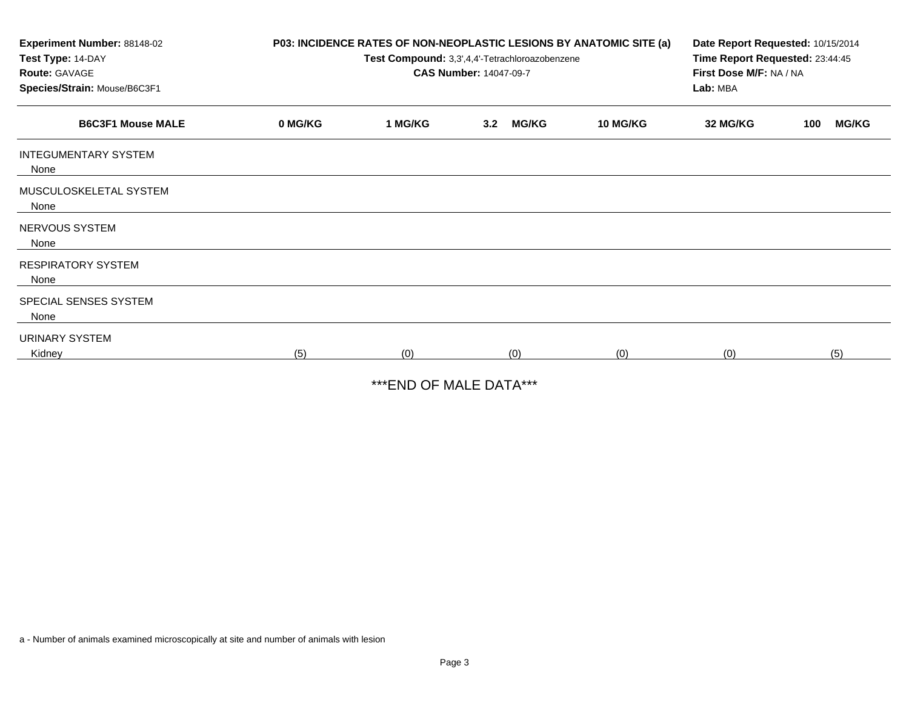**Experiment Number:** 88148-02
**Test Type:** 14-DAY
**Route:** GAVAGE
**Species/Strain:** Mouse/B6C3F1

**P03: INCIDENCE RATES OF NON-NEOPLASTIC LESIONS BY ANATOMIC SITE (a)**
**Test Compound:** 3,3',4,4'-Tetrachloroazobenzene
**CAS Number:** 14047-09-7

**Date Report Requested:** 10/15/2014
**Time Report Requested:** 23:44:45
**First Dose M/F:** NA / NA
**Lab:** MBA

| B6C3F1 Mouse MALE | 0 MG/KG | 1 MG/KG | 3.2 MG/KG | 10 MG/KG | 32 MG/KG | 100 MG/KG |
|---|---|---|---|---|---|---|
| INTEGUMENTARY SYSTEM | | | | | | |
| None | | | | | | |
| MUSCULOSKELETAL SYSTEM | | | | | | |
| None | | | | | | |
| NERVOUS SYSTEM | | | | | | |
| None | | | | | | |
| RESPIRATORY SYSTEM | | | | | | |
| None | | | | | | |
| SPECIAL SENSES SYSTEM | | | | | | |
| None | | | | | | |
| URINARY SYSTEM | | | | | | |
| Kidney | (5) | (0) | (0) | (0) | (0) | (5) |

***END OF MALE DATA***

a - Number of animals examined microscopically at site and number of animals with lesion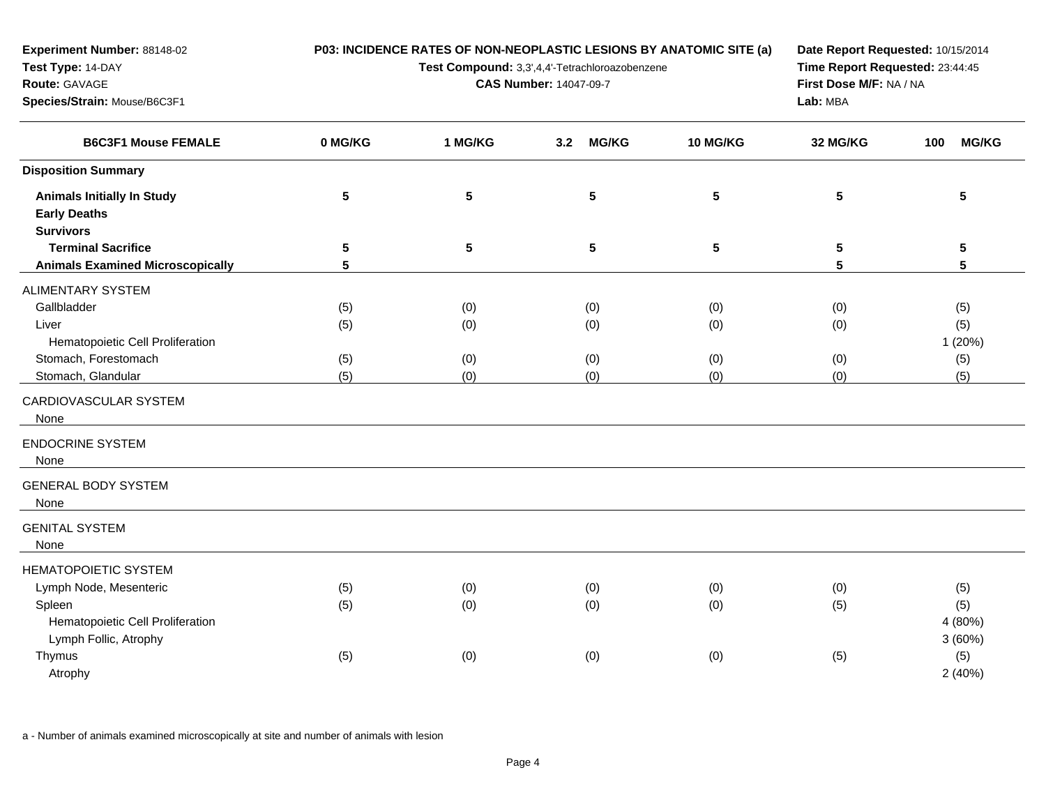**Experiment Number:** 88148-02
**Test Type:** 14-DAY
**Route:** GAVAGE
**Species/Strain:** Mouse/B6C3F1

**P03: INCIDENCE RATES OF NON-NEOPLASTIC LESIONS BY ANATOMIC SITE (a)**
**Test Compound:** 3,3',4,4'-Tetrachloroazobenzene
**CAS Number:** 14047-09-7

**Date Report Requested:** 10/15/2014
**Time Report Requested:** 23:44:45
**First Dose M/F:** NA / NA
**Lab:** MBA

| B6C3F1 Mouse FEMALE | 0 MG/KG | 1 MG/KG | 3.2 MG/KG | 10 MG/KG | 32 MG/KG | 100 MG/KG |
|---|---|---|---|---|---|---|
| **Disposition Summary** | | | | | | |
| **Animals Initially In Study** | 5 | 5 | 5 | 5 | 5 | 5 |
| **Early Deaths** | | | | | | |
| **Survivors** | | | | | | |
| **Terminal Sacrifice** | 5 | 5 | 5 | 5 | 5 | 5 |
| **Animals Examined Microscopically** | 5 | | | | 5 | 5 |
| ALIMENTARY SYSTEM | | | | | | |
| Gallbladder | (5) | (0) | (0) | (0) | (0) | (5) |
| Liver | (5) | (0) | (0) | (0) | (0) | (5) |
| Hematopoietic Cell Proliferation | | | | | | 1 (20%) |
| Stomach, Forestomach | (5) | (0) | (0) | (0) | (0) | (5) |
| Stomach, Glandular | (5) | (0) | (0) | (0) | (0) | (5) |
| CARDIOVASCULAR SYSTEM | | | | | | |
| None | | | | | | |
| ENDOCRINE SYSTEM | | | | | | |
| None | | | | | | |
| GENERAL BODY SYSTEM | | | | | | |
| None | | | | | | |
| GENITAL SYSTEM | | | | | | |
| None | | | | | | |
| HEMATOPOIETIC SYSTEM | | | | | | |
| Lymph Node, Mesenteric | (5) | (0) | (0) | (0) | (0) | (5) |
| Spleen | (5) | (0) | (0) | (0) | (5) | (5) |
| Hematopoietic Cell Proliferation | | | | | | 4 (80%) |
| Lymph Follic, Atrophy | | | | | | 3 (60%) |
| Thymus | (5) | (0) | (0) | (0) | (5) | (5) |
| Atrophy | | | | | | 2 (40%) |

a - Number of animals examined microscopically at site and number of animals with lesion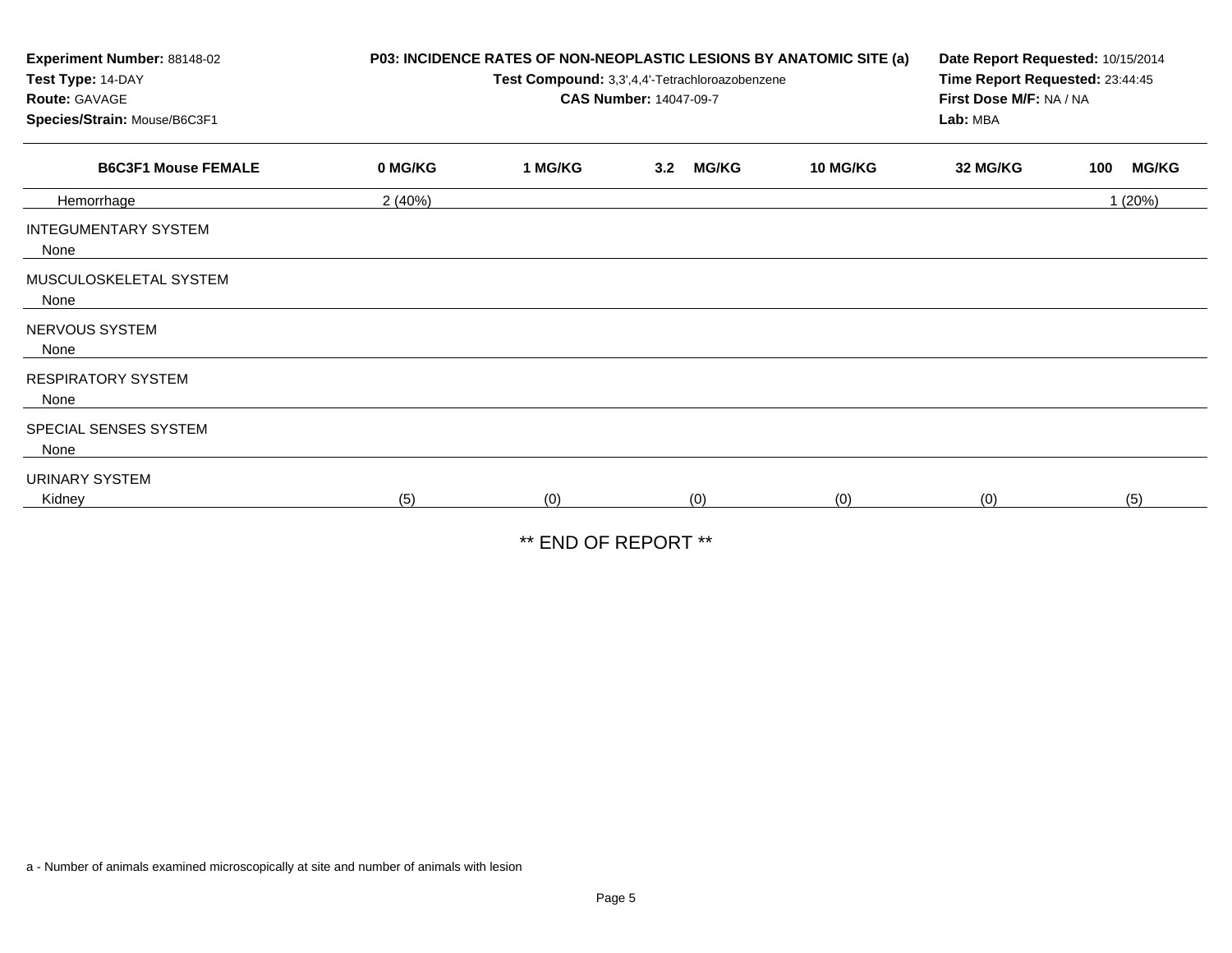**Experiment Number:** 88148-02
**Test Type:** 14-DAY
**Route:** GAVAGE
**Species/Strain:** Mouse/B6C3F1

**P03: INCIDENCE RATES OF NON-NEOPLASTIC LESIONS BY ANATOMIC SITE (a)**
**Test Compound:** 3,3',4,4'-Tetrachloroazobenzene
**CAS Number:** 14047-09-7

**Date Report Requested:** 10/15/2014
**Time Report Requested:** 23:44:45
**First Dose M/F:** NA / NA
**Lab:** MBA

| B6C3F1 Mouse FEMALE | 0 MG/KG | 1 MG/KG | 3.2 MG/KG | 10 MG/KG | 32 MG/KG | 100 MG/KG |
|---|---|---|---|---|---|---|
| Hemorrhage | 2 (40%) | | | | | 1 (20%) |
| INTEGUMENTARY SYSTEM | | | | | | |
| None | | | | | | |
| MUSCULOSKELETAL SYSTEM | | | | | | |
| None | | | | | | |
| NERVOUS SYSTEM | | | | | | |
| None | | | | | | |
| RESPIRATORY SYSTEM | | | | | | |
| None | | | | | | |
| SPECIAL SENSES SYSTEM | | | | | | |
| None | | | | | | |
| URINARY SYSTEM | | | | | | |
| Kidney | (5) | (0) | (0) | (0) | (0) | (5) |

** END OF REPORT **

a - Number of animals examined microscopically at site and number of animals with lesion